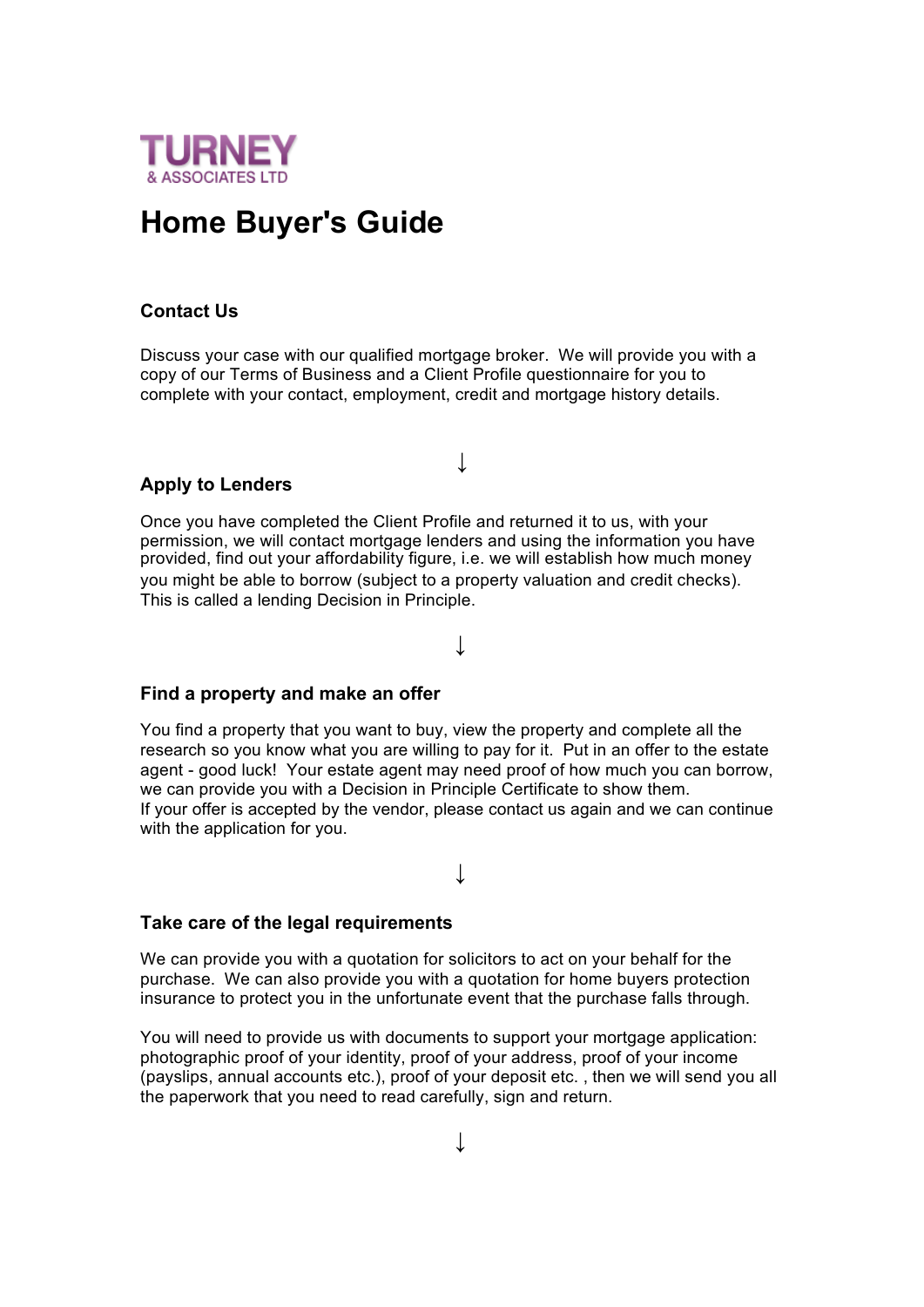**TURNEY**
& ASSOCIATES LTD

# Home Buyer's Guide

### Contact Us

Discuss your case with our qualified mortgage broker. We will provide you with a copy of our Terms of Business and a Client Profile questionnaire for you to complete with your contact, employment, credit and mortgage history details.

↓

### Apply to Lenders

Once you have completed the Client Profile and returned it to us, with your permission, we will contact mortgage lenders and using the information you have provided, find out your affordability figure, i.e. we will establish how much money you might be able to borrow (subject to a property valuation and credit checks). This is called a lending Decision in Principle.

↓

### Find a property and make an offer

You find a property that you want to buy, view the property and complete all the research so you know what you are willing to pay for it. Put in an offer to the estate agent - good luck! Your estate agent may need proof of how much you can borrow, we can provide you with a Decision in Principle Certificate to show them.
If your offer is accepted by the vendor, please contact us again and we can continue with the application for you.

↓

### Take care of the legal requirements

We can provide you with a quotation for solicitors to act on your behalf for the purchase. We can also provide you with a quotation for home buyers protection insurance to protect you in the unfortunate event that the purchase falls through.

You will need to provide us with documents to support your mortgage application: photographic proof of your identity, proof of your address, proof of your income (payslips, annual accounts etc.), proof of your deposit etc. , then we will send you all the paperwork that you need to read carefully, sign and return.

↓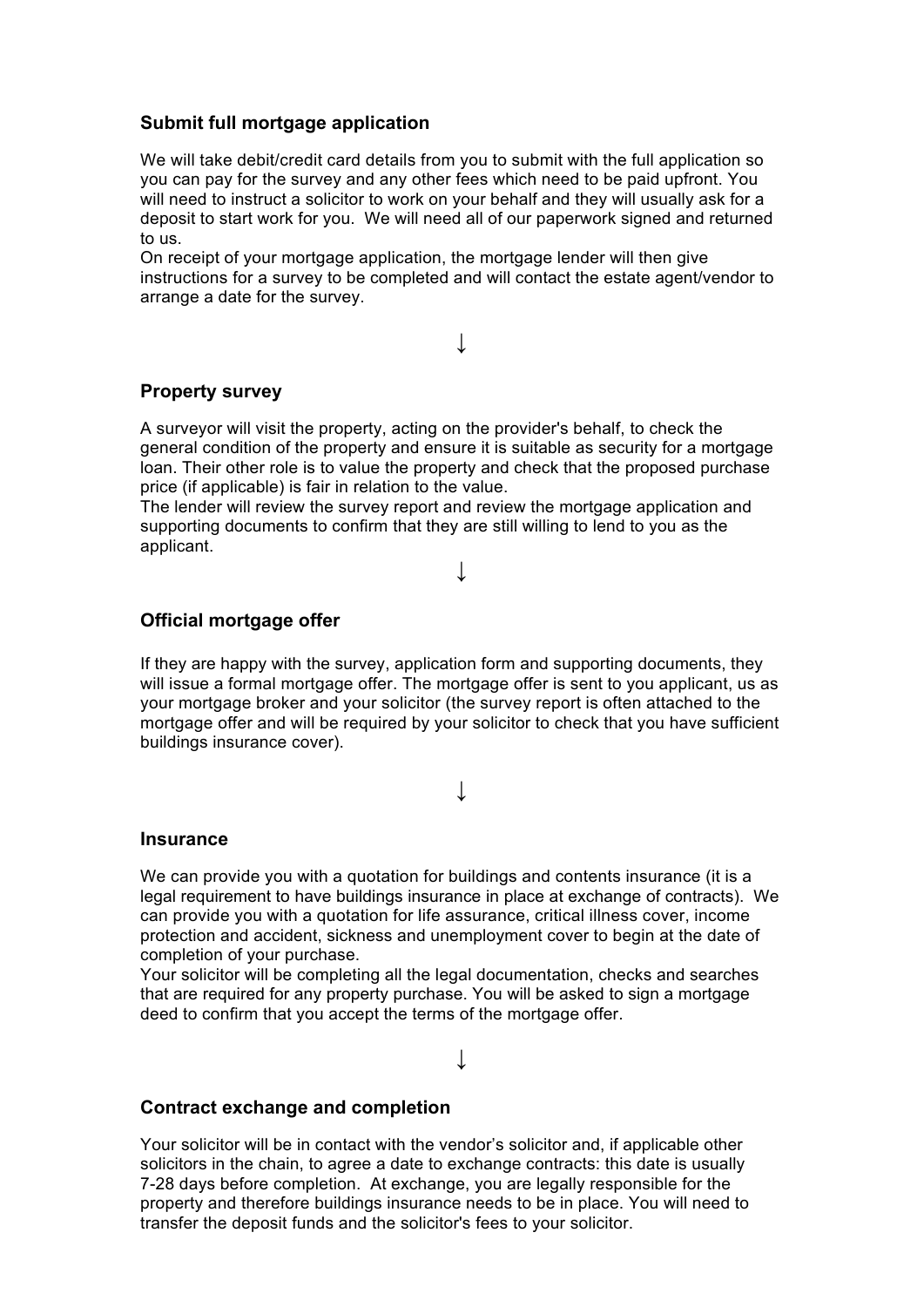### Submit full mortgage application

We will take debit/credit card details from you to submit with the full application so you can pay for the survey and any other fees which need to be paid upfront. You will need to instruct a solicitor to work on your behalf and they will usually ask for a deposit to start work for you. We will need all of our paperwork signed and returned to us.
On receipt of your mortgage application, the mortgage lender will then give instructions for a survey to be completed and will contact the estate agent/vendor to arrange a date for the survey.

↓

### Property survey

A surveyor will visit the property, acting on the provider's behalf, to check the general condition of the property and ensure it is suitable as security for a mortgage loan. Their other role is to value the property and check that the proposed purchase price (if applicable) is fair in relation to the value.
The lender will review the survey report and review the mortgage application and supporting documents to confirm that they are still willing to lend to you as the applicant.

↓

### Official mortgage offer

If they are happy with the survey, application form and supporting documents, they will issue a formal mortgage offer. The mortgage offer is sent to you applicant, us as your mortgage broker and your solicitor (the survey report is often attached to the mortgage offer and will be required by your solicitor to check that you have sufficient buildings insurance cover).

↓

### Insurance

We can provide you with a quotation for buildings and contents insurance (it is a legal requirement to have buildings insurance in place at exchange of contracts). We can provide you with a quotation for life assurance, critical illness cover, income protection and accident, sickness and unemployment cover to begin at the date of completion of your purchase.
Your solicitor will be completing all the legal documentation, checks and searches that are required for any property purchase. You will be asked to sign a mortgage deed to confirm that you accept the terms of the mortgage offer.

↓

### Contract exchange and completion

Your solicitor will be in contact with the vendor's solicitor and, if applicable other solicitors in the chain, to agree a date to exchange contracts: this date is usually 7-28 days before completion. At exchange, you are legally responsible for the property and therefore buildings insurance needs to be in place. You will need to transfer the deposit funds and the solicitor's fees to your solicitor.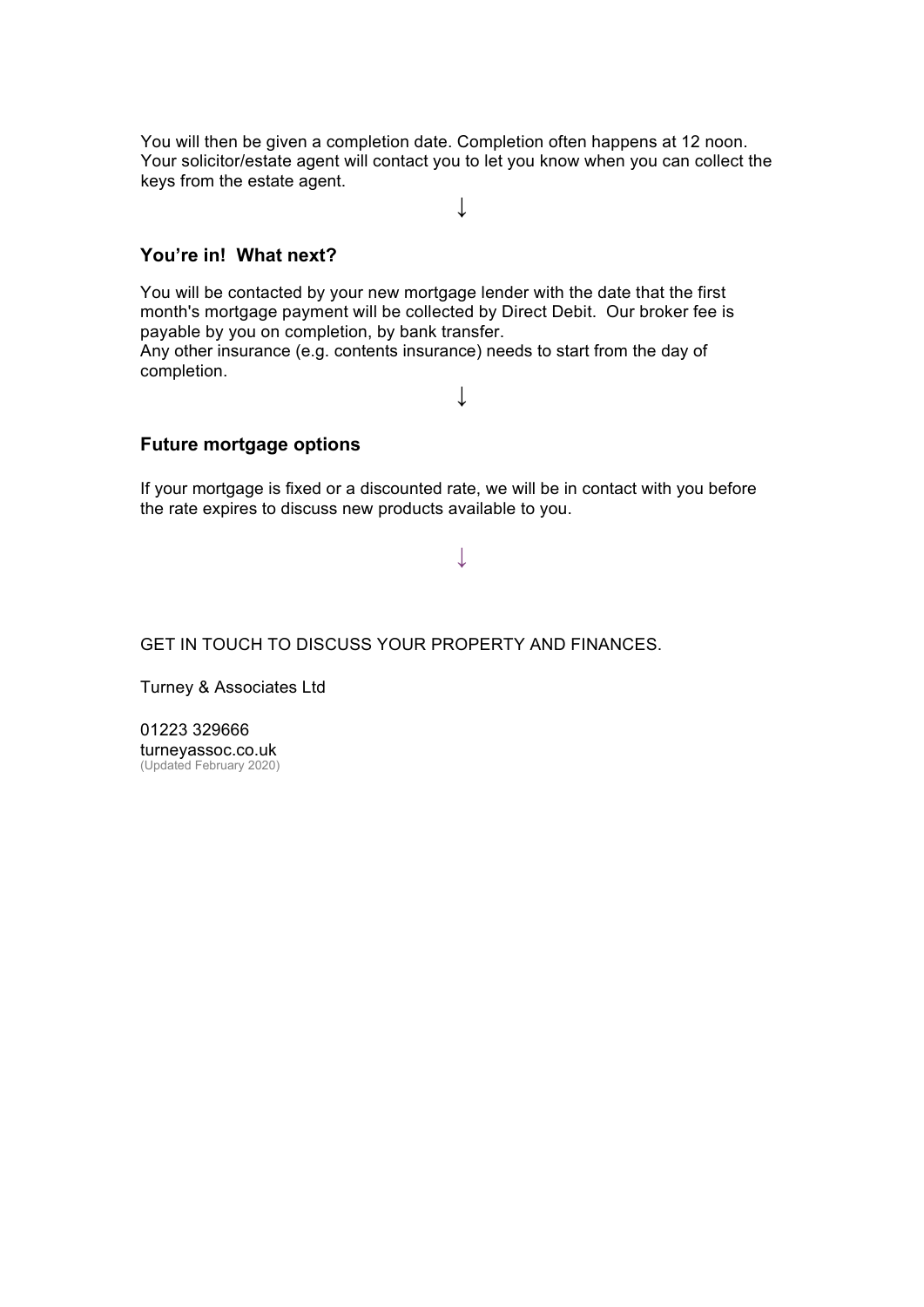You will then be given a completion date. Completion often happens at 12 noon. Your solicitor/estate agent will contact you to let you know when you can collect the keys from the estate agent.

↓

## You're in! What next?

You will be contacted by your new mortgage lender with the date that the first month's mortgage payment will be collected by Direct Debit. Our broker fee is payable by you on completion, by bank transfer.
Any other insurance (e.g. contents insurance) needs to start from the day of completion.

↓

## Future mortgage options

If your mortgage is fixed or a discounted rate, we will be in contact with you before the rate expires to discuss new products available to you.

↓

GET IN TOUCH TO DISCUSS YOUR PROPERTY AND FINANCES.

Turney & Associates Ltd

01223 329666
turneyassoc.co.uk
(Updated February 2020)